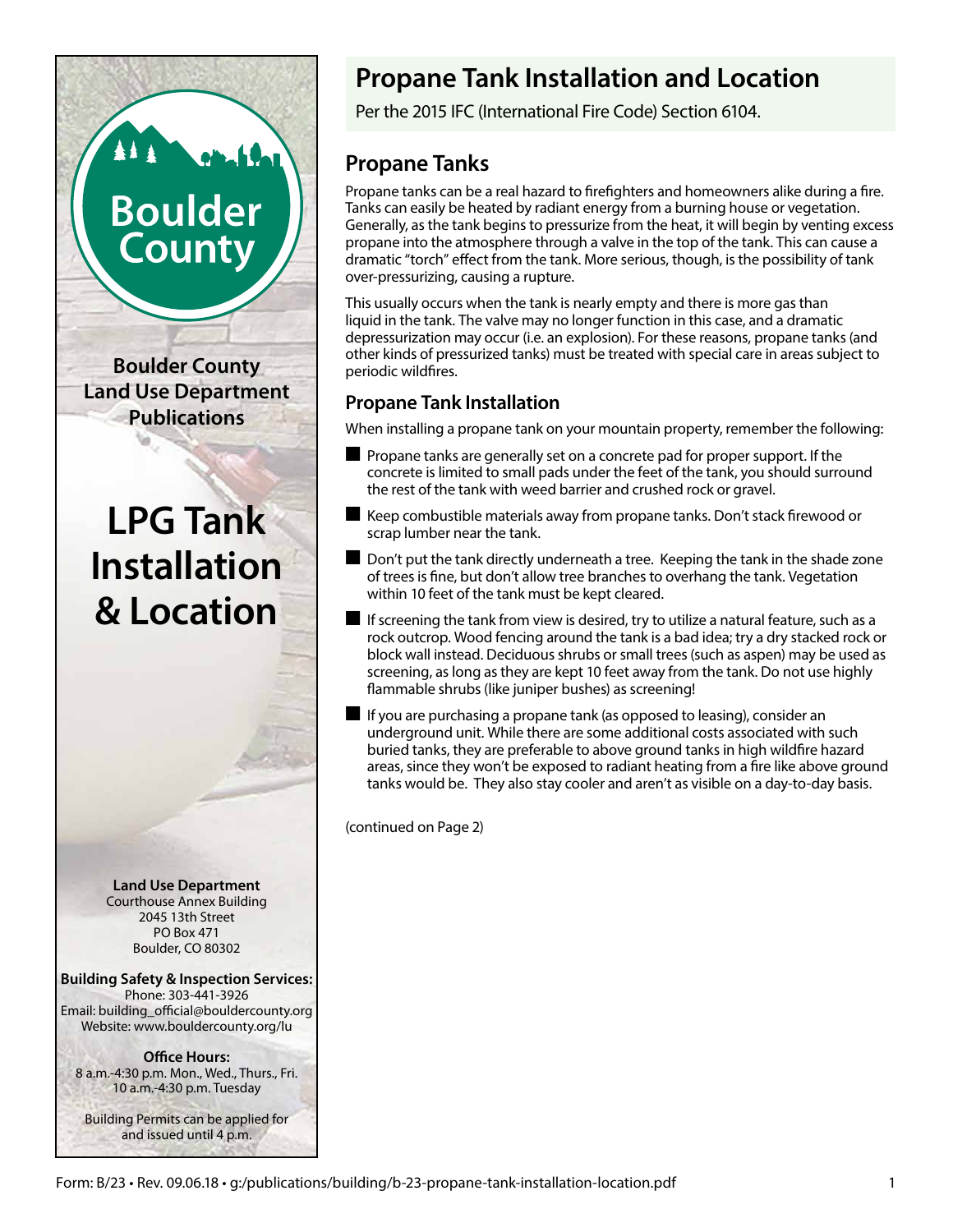# Propane Tank Installation and Location

Per the 2015 IFC (International Fire Code) Section 6104.

## Propane Tanks

Propane tanks can be a real hazard to firefighters and homeowners alike during a fire. Tanks can easily be heated by radiant energy from a burning house or vegetation. Generally, as the tank begins to pressurize from the heat, it will begin by venting excess propane into the atmosphere through a valve in the top of the tank. This can cause a dramatic "torch" effect from the tank. More serious, though, is the possibility of tank over-pressurizing, causing a rupture.

This usually occurs when the tank is nearly empty and there is more gas than liquid in the tank. The valve may no longer function in this case, and a dramatic depressurization may occur (i.e. an explosion). For these reasons, propane tanks (and other kinds of pressurized tanks) must be treated with special care in areas subject to periodic wildfires.

### Propane Tank Installation

When installing a propane tank on your mountain property, remember the following:

- Propane tanks are generally set on a concrete pad for proper support. If the concrete is limited to small pads under the feet of the tank, you should surround the rest of the tank with weed barrier and crushed rock or gravel.
- Keep combustible materials away from propane tanks. Don't stack firewood or scrap lumber near the tank.
- Don't put the tank directly underneath a tree. Keeping the tank in the shade zone of trees is fine, but don't allow tree branches to overhang the tank. Vegetation within 10 feet of the tank must be kept cleared.
- If screening the tank from view is desired, try to utilize a natural feature, such as a rock outcrop. Wood fencing around the tank is a bad idea; try a dry stacked rock or block wall instead. Deciduous shrubs or small trees (such as aspen) may be used as screening, as long as they are kept 10 feet away from the tank. Do not use highly flammable shrubs (like juniper bushes) as screening!
- If you are purchasing a propane tank (as opposed to leasing), consider an underground unit. While there are some additional costs associated with such buried tanks, they are preferable to above ground tanks in high wildfire hazard areas, since they won't be exposed to radiant heating from a fire like above ground tanks would be. They also stay cooler and aren't as visible on a day-to-day basis.

(continued on Page 2)

**Boulder County**

**Boulder County Land Use Department Publications**

# LPG Tank Installation & Location

**Land Use Department**
Courthouse Annex Building
2045 13th Street
PO Box 471
Boulder, CO 80302

**Building Safety & Inspection Services:**
Phone: 303-441-3926
Email: building_official@bouldercounty.org
Website: www.bouldercounty.org/lu

**Office Hours:**
8 a.m.-4:30 p.m. Mon., Wed., Thurs., Fri.
10 a.m.-4:30 p.m. Tuesday

Building Permits can be applied for and issued until 4 p.m.

Form: B/23 • Rev. 09.06.18 • g:/publications/building/b-23-propane-tank-installation-location.pdf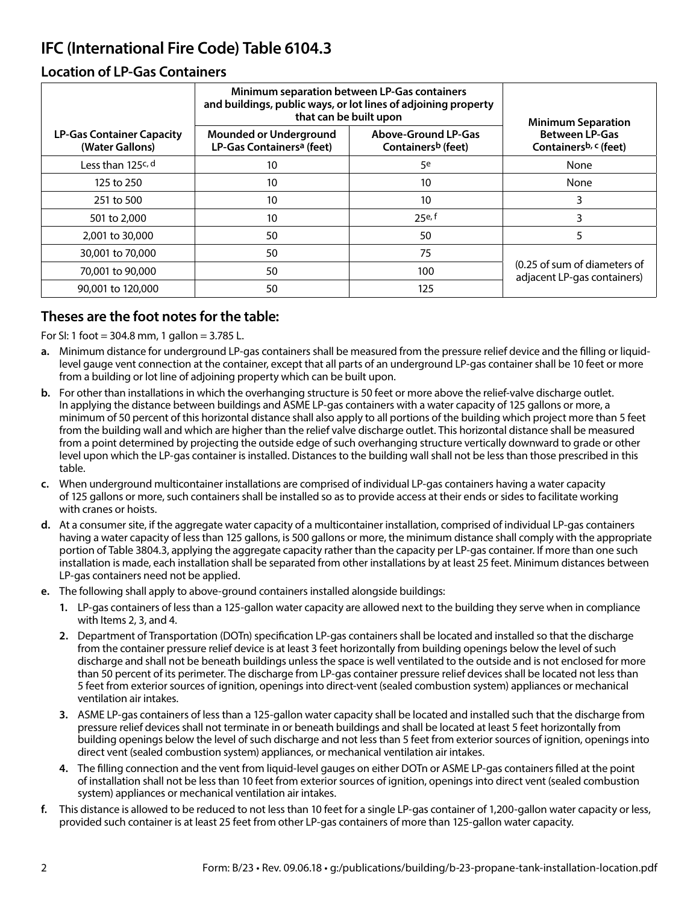## IFC (International Fire Code) Table 6104.3

### Location of LP-Gas Containers

| LP-Gas Container Capacity (Water Gallons) | Minimum separation between LP-Gas containers and buildings, public ways, or lot lines of adjoining property that can be built upon | | Minimum Separation Between LP-Gas Containers[b, c] (feet) |
|---|---|---|---|
| | Mounded or Underground LP-Gas Containers[a] (feet) | Above-Ground LP-Gas Containers[b] (feet) | |
| Less than 125[c, d] | 10 | 5[e] | None |
| 125 to 250 | 10 | 10 | None |
| 251 to 500 | 10 | 10 | 3 |
| 501 to 2,000 | 10 | 25[e, f] | 3 |
| 2,001 to 30,000 | 50 | 50 | 5 |
| 30,001 to 70,000 | 50 | 75 | (0.25 of sum of diameters of adjacent LP-gas containers) |
| 70,001 to 90,000 | 50 | 100 | |
| 90,001 to 120,000 | 50 | 125 | |

### Theses are the foot notes for the table:

For SI: 1 foot = 304.8 mm, 1 gallon = 3.785 L.

**a.** Minimum distance for underground LP-gas containers shall be measured from the pressure relief device and the filling or liquid-level gauge vent connection at the container, except that all parts of an underground LP-gas container shall be 10 feet or more from a building or lot line of adjoining property which can be built upon.

**b.** For other than installations in which the overhanging structure is 50 feet or more above the relief-valve discharge outlet. In applying the distance between buildings and ASME LP-gas containers with a water capacity of 125 gallons or more, a minimum of 50 percent of this horizontal distance shall also apply to all portions of the building which project more than 5 feet from the building wall and which are higher than the relief valve discharge outlet. This horizontal distance shall be measured from a point determined by projecting the outside edge of such overhanging structure vertically downward to grade or other level upon which the LP-gas container is installed. Distances to the building wall shall not be less than those prescribed in this table.

**c.** When underground multicontainer installations are comprised of individual LP-gas containers having a water capacity of 125 gallons or more, such containers shall be installed so as to provide access at their ends or sides to facilitate working with cranes or hoists.

**d.** At a consumer site, if the aggregate water capacity of a multicontainer installation, comprised of individual LP-gas containers having a water capacity of less than 125 gallons, is 500 gallons or more, the minimum distance shall comply with the appropriate portion of Table 3804.3, applying the aggregate capacity rather than the capacity per LP-gas container. If more than one such installation is made, each installation shall be separated from other installations by at least 25 feet. Minimum distances between LP-gas containers need not be applied.

**e.** The following shall apply to above-ground containers installed alongside buildings:

1. LP-gas containers of less than a 125-gallon water capacity are allowed next to the building they serve when in compliance with Items 2, 3, and 4.
2. Department of Transportation (DOTn) specification LP-gas containers shall be located and installed so that the discharge from the container pressure relief device is at least 3 feet horizontally from building openings below the level of such discharge and shall not be beneath buildings unless the space is well ventilated to the outside and is not enclosed for more than 50 percent of its perimeter. The discharge from LP-gas container pressure relief devices shall be located not less than 5 feet from exterior sources of ignition, openings into direct-vent (sealed combustion system) appliances or mechanical ventilation air intakes.
3. ASME LP-gas containers of less than a 125-gallon water capacity shall be located and installed such that the discharge from pressure relief devices shall not terminate in or beneath buildings and shall be located at least 5 feet horizontally from building openings below the level of such discharge and not less than 5 feet from exterior sources of ignition, openings into direct vent (sealed combustion system) appliances, or mechanical ventilation air intakes.
4. The filling connection and the vent from liquid-level gauges on either DOTn or ASME LP-gas containers filled at the point of installation shall not be less than 10 feet from exterior sources of ignition, openings into direct vent (sealed combustion system) appliances or mechanical ventilation air intakes.

**f.** This distance is allowed to be reduced to not less than 10 feet for a single LP-gas container of 1,200-gallon water capacity or less, provided such container is at least 25 feet from other LP-gas containers of more than 125-gallon water capacity.

Form: B/23 • Rev. 09.06.18 • g:/publications/building/b-23-propane-tank-installation-location.pdf